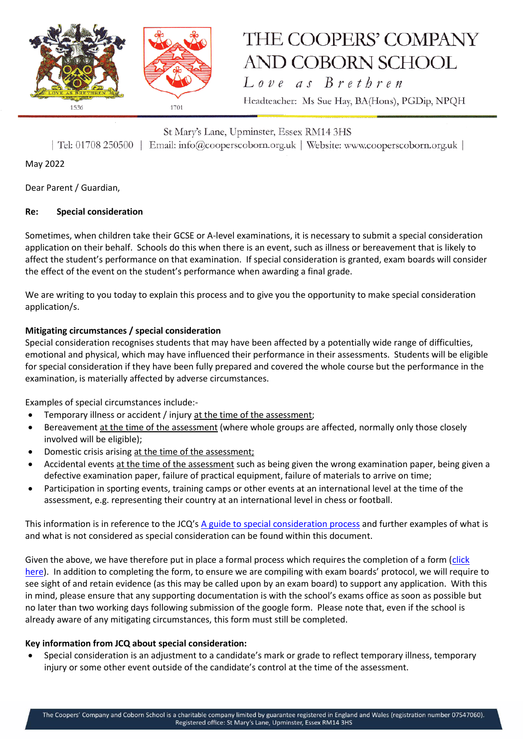# THE COOPERS' COMPANY AND COBORN SCHOOL

*Love as Brethren*

Headteacher: Ms Sue Hay, BA(Hons), PGDip, NPQH

St Mary's Lane, Upminster, Essex RM14 3HS

| Tel: 01708 250500 | Email: info@cooperscoborn.org.uk | Website: www.cooperscoborn.org.uk |

May 2022

Dear Parent / Guardian,

**Re: Special consideration**

Sometimes, when children take their GCSE or A-level examinations, it is necessary to submit a special consideration application on their behalf. Schools do this when there is an event, such as illness or bereavement that is likely to affect the student's performance on that examination. If special consideration is granted, exam boards will consider the effect of the event on the student's performance when awarding a final grade.

We are writing to you today to explain this process and to give you the opportunity to make special consideration application/s.

**Mitigating circumstances / special consideration**

Special consideration recognises students that may have been affected by a potentially wide range of difficulties, emotional and physical, which may have influenced their performance in their assessments. Students will be eligible for special consideration if they have been fully prepared and covered the whole course but the performance in the examination, is materially affected by adverse circumstances.

Examples of special circumstances include:-

- Temporary illness or accident / injury at the time of the assessment;
- Bereavement at the time of the assessment (where whole groups are affected, normally only those closely involved will be eligible);
- Domestic crisis arising at the time of the assessment;
- Accidental events at the time of the assessment such as being given the wrong examination paper, being given a defective examination paper, failure of practical equipment, failure of materials to arrive on time;
- Participation in sporting events, training camps or other events at an international level at the time of the assessment, e.g. representing their country at an international level in chess or football.

This information is in reference to the JCQ's A guide to special consideration process and further examples of what is and what is not considered as special consideration can be found within this document.

Given the above, we have therefore put in place a formal process which requires the completion of a form (click here). In addition to completing the form, to ensure we are compiling with exam boards' protocol, we will require to see sight of and retain evidence (as this may be called upon by an exam board) to support any application. With this in mind, please ensure that any supporting documentation is with the school's exams office as soon as possible but no later than two working days following submission of the google form. Please note that, even if the school is already aware of any mitigating circumstances, this form must still be completed.

**Key information from JCQ about special consideration:**

- Special consideration is an adjustment to a candidate's mark or grade to reflect temporary illness, temporary injury or some other event outside of the candidate's control at the time of the assessment.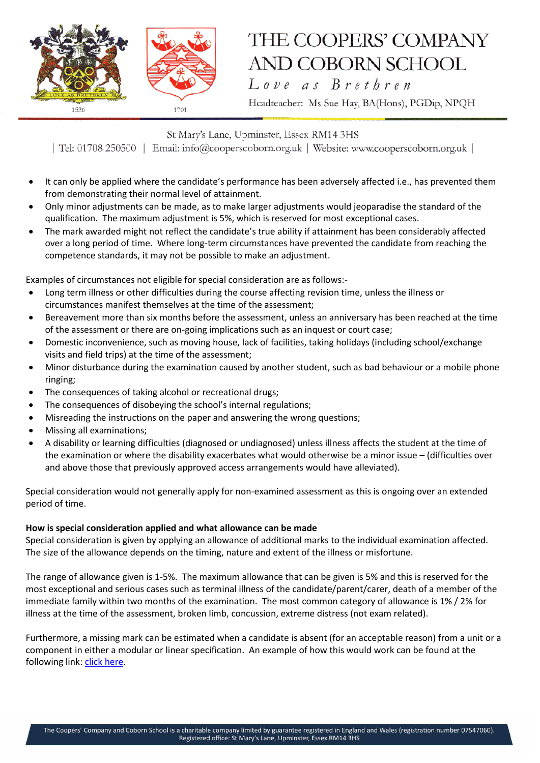- It can only be applied where the candidate's performance has been adversely affected i.e., has prevented them from demonstrating their normal level of attainment.
- Only minor adjustments can be made, as to make larger adjustments would jeopardise the standard of the qualification. The maximum adjustment is 5%, which is reserved for most exceptional cases.
- The mark awarded might not reflect the candidate's true ability if attainment has been considerably affected over a long period of time. Where long-term circumstances have prevented the candidate from reaching the competence standards, it may not be possible to make an adjustment.

Examples of circumstances not eligible for special consideration are as follows:-

- Long term illness or other difficulties during the course affecting revision time, unless the illness or circumstances manifest themselves at the time of the assessment;
- Bereavement more than six months before the assessment, unless an anniversary has been reached at the time of the assessment or there are on-going implications such as an inquest or court case;
- Domestic inconvenience, such as moving house, lack of facilities, taking holidays (including school/exchange visits and field trips) at the time of the assessment;
- Minor disturbance during the examination caused by another student, such as bad behaviour or a mobile phone ringing;
- The consequences of taking alcohol or recreational drugs;
- The consequences of disobeying the school's internal regulations;
- Misreading the instructions on the paper and answering the wrong questions;
- Missing all examinations;
- A disability or learning difficulties (diagnosed or undiagnosed) unless illness affects the student at the time of the examination or where the disability exacerbates what would otherwise be a minor issue – (difficulties over and above those that previously approved access arrangements would have alleviated).

Special consideration would not generally apply for non-examined assessment as this is ongoing over an extended period of time.

**How is special consideration applied and what allowance can be made**

Special consideration is given by applying an allowance of additional marks to the individual examination affected. The size of the allowance depends on the timing, nature and extent of the illness or misfortune.

The range of allowance given is 1-5%. The maximum allowance that can be given is 5% and this is reserved for the most exceptional and serious cases such as terminal illness of the candidate/parent/carer, death of a member of the immediate family within two months of the examination. The most common category of allowance is 1% / 2% for illness at the time of the assessment, broken limb, concussion, extreme distress (not exam related).

Furthermore, a missing mark can be estimated when a candidate is absent (for an acceptable reason) from a unit or a component in either a modular or linear specification. An example of how this would work can be found at the following link: click here.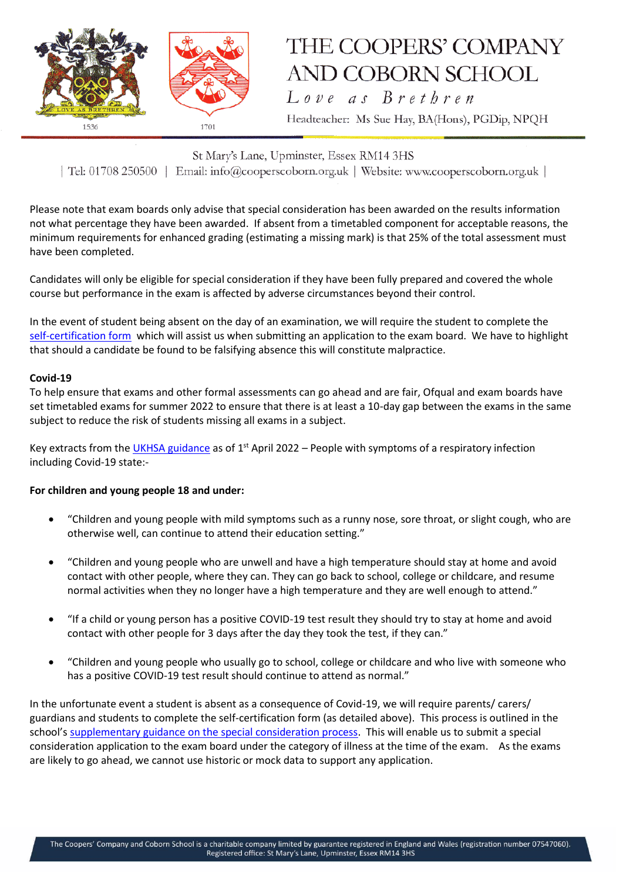Please note that exam boards only advise that special consideration has been awarded on the results information not what percentage they have been awarded. If absent from a timetabled component for acceptable reasons, the minimum requirements for enhanced grading (estimating a missing mark) is that 25% of the total assessment must have been completed.

Candidates will only be eligible for special consideration if they have been fully prepared and covered the whole course but performance in the exam is affected by adverse circumstances beyond their control.

In the event of student being absent on the day of an examination, we will require the student to complete the self-certification form which will assist us when submitting an application to the exam board. We have to highlight that should a candidate be found to be falsifying absence this will constitute malpractice.

**Covid-19**

To help ensure that exams and other formal assessments can go ahead and are fair, Ofqual and exam boards have set timetabled exams for summer 2022 to ensure that there is at least a 10-day gap between the exams in the same subject to reduce the risk of students missing all exams in a subject.

Key extracts from the UKHSA guidance as of 1st April 2022 – People with symptoms of a respiratory infection including Covid-19 state:-

**For children and young people 18 and under:**

- "Children and young people with mild symptoms such as a runny nose, sore throat, or slight cough, who are otherwise well, can continue to attend their education setting."
- "Children and young people who are unwell and have a high temperature should stay at home and avoid contact with other people, where they can. They can go back to school, college or childcare, and resume normal activities when they no longer have a high temperature and they are well enough to attend."
- "If a child or young person has a positive COVID-19 test result they should try to stay at home and avoid contact with other people for 3 days after the day they took the test, if they can."
- "Children and young people who usually go to school, college or childcare and who live with someone who has a positive COVID-19 test result should continue to attend as normal."

In the unfortunate event a student is absent as a consequence of Covid-19, we will require parents/ carers/ guardians and students to complete the self-certification form (as detailed above). This process is outlined in the school's supplementary guidance on the special consideration process. This will enable us to submit a special consideration application to the exam board under the category of illness at the time of the exam. As the exams are likely to go ahead, we cannot use historic or mock data to support any application.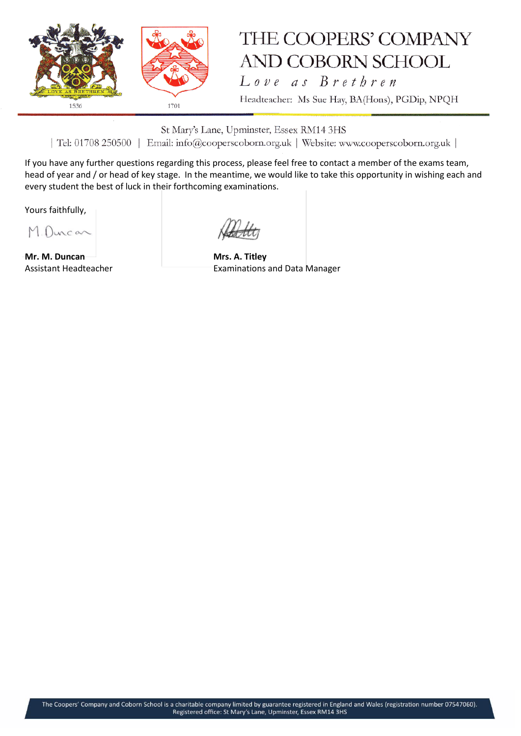# THE COOPERS' COMPANY AND COBORN SCHOOL

*Love as Brethren*

Headteacher: Ms Sue Hay, BA(Hons), PGDip, NPQH

St Mary's Lane, Upminster, Essex RM14 3HS

| Tel: 01708 250500 | Email: info@cooperscoborn.org.uk | Website: www.cooperscoborn.org.uk |

If you have any further questions regarding this process, please feel free to contact a member of the exams team, head of year and / or head of key stage. In the meantime, we would like to take this opportunity in wishing each and every student the best of luck in their forthcoming examinations.

Yours faithfully,

M Duncan

**Mr. M. Duncan**
Assistant Headteacher

**Mrs. A. Titley**
Examinations and Data Manager

The Coopers' Company and Coborn School is a charitable company limited by guarantee registered in England and Wales (registration number 07547060). Registered office: St Mary's Lane, Upminster, Essex RM14 3HS